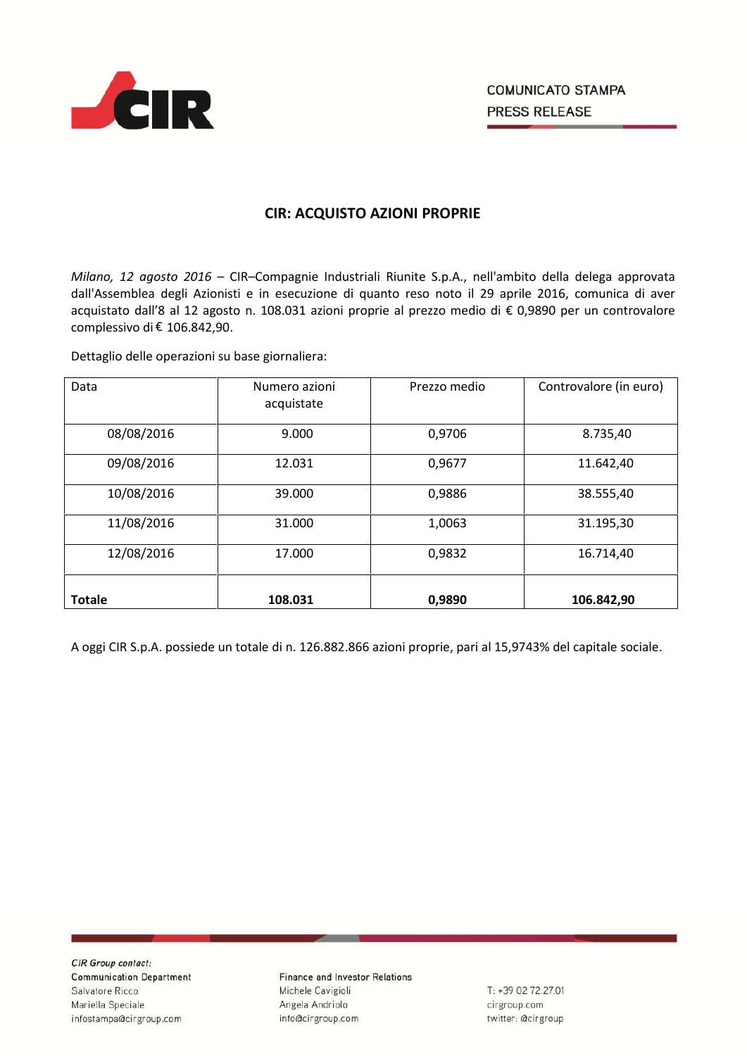COMUNICATO STAMPA
PRESS RELEASE

# CIR: ACQUISTO AZIONI PROPRIE

*Milano, 12 agosto 2016* – CIR–Compagnie Industriali Riunite S.p.A., nell'ambito della delega approvata dall'Assemblea degli Azionisti e in esecuzione di quanto reso noto il 29 aprile 2016, comunica di aver acquistato dall'8 al 12 agosto n. 108.031 azioni proprie al prezzo medio di € 0,9890 per un controvalore complessivo di € 106.842,90.

Dettaglio delle operazioni su base giornaliera:

| Data | Numero azioni acquistate | Prezzo medio | Controvalore (in euro) |
|---|---|---|---|
| 08/08/2016 | 9.000 | 0,9706 | 8.735,40 |
| 09/08/2016 | 12.031 | 0,9677 | 11.642,40 |
| 10/08/2016 | 39.000 | 0,9886 | 38.555,40 |
| 11/08/2016 | 31.000 | 1,0063 | 31.195,30 |
| 12/08/2016 | 17.000 | 0,9832 | 16.714,40 |
| **Totale** | **108.031** | **0,9890** | **106.842,90** |

A oggi CIR S.p.A. possiede un totale di n. 126.882.866 azioni proprie, pari al 15,9743% del capitale sociale.

*CIR Group contact:*
Communication Department
Salvatore Ricco
Mariella Speciale
infostampa@cirgroup.com

Finance and Investor Relations
Michele Cavigioli
Angela Andriolo
info@cirgroup.com

T: +39 02 72.27.01
cirgroup.com
twitter: @cirgroup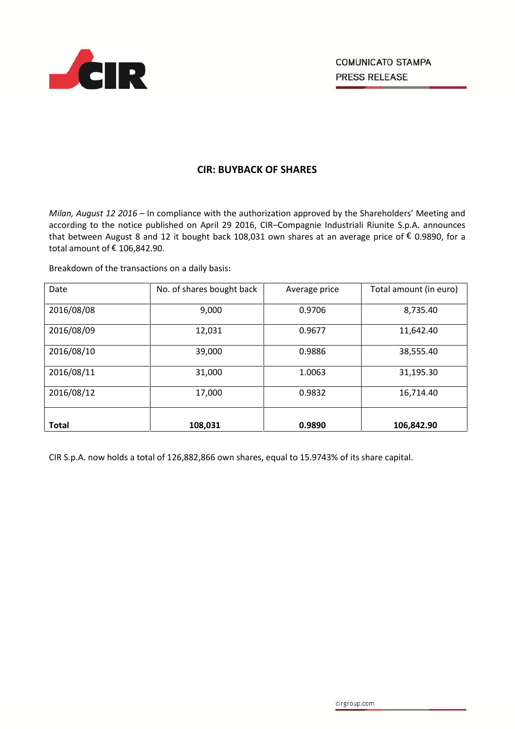## CIR: BUYBACK OF SHARES

*Milan, August 12 2016* – In compliance with the authorization approved by the Shareholders' Meeting and according to the notice published on April 29 2016, CIR–Compagnie Industriali Riunite S.p.A. announces that between August 8 and 12 it bought back 108,031 own shares at an average price of € 0.9890, for a total amount of € 106,842.90.

Breakdown of the transactions on a daily basis:

| Date | No. of shares bought back | Average price | Total amount (in euro) |
|---|---|---|---|
| 2016/08/08 | 9,000 | 0.9706 | 8,735.40 |
| 2016/08/09 | 12,031 | 0.9677 | 11,642.40 |
| 2016/08/10 | 39,000 | 0.9886 | 38,555.40 |
| 2016/08/11 | 31,000 | 1.0063 | 31,195.30 |
| 2016/08/12 | 17,000 | 0.9832 | 16,714.40 |
| **Total** | **108,031** | **0.9890** | **106,842.90** |

CIR S.p.A. now holds a total of 126,882,866 own shares, equal to 15.9743% of its share capital.